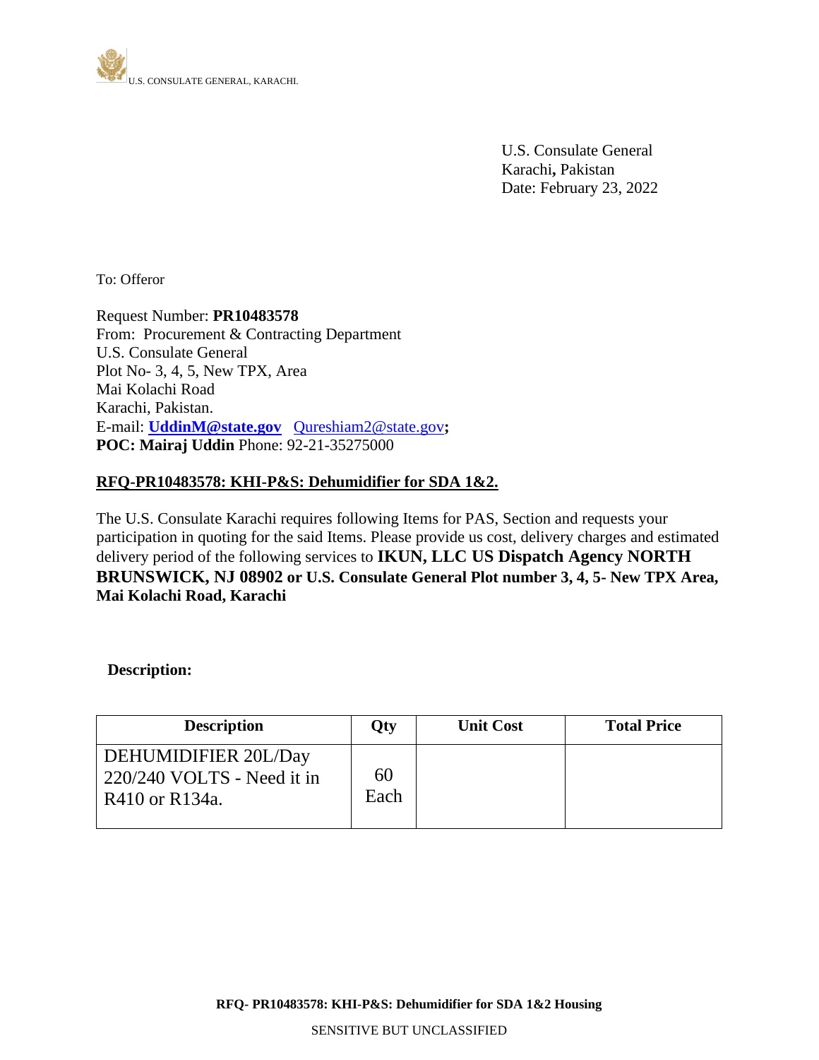U.S. CONSULATE GENERAL, KARACHI.

U.S. Consulate General
Karachi**,** Pakistan
Date: February 23, 2022

To: Offeror

Request Number: **PR10483578**
From: Procurement & Contracting Department
U.S. Consulate General
Plot No- 3, 4, 5, New TPX, Area
Mai Kolachi Road
Karachi, Pakistan.
E-mail: **UddinM@state.gov** Qureshiam2@state.gov**;**
**POC: Mairaj Uddin** Phone: 92-21-35275000

**RFQ-PR10483578: KHI-P&S: Dehumidifier for SDA 1&2.**

The U.S. Consulate Karachi requires following Items for PAS, Section and requests your participation in quoting for the said Items. Please provide us cost, delivery charges and estimated delivery period of the following services to **IKUN, LLC US Dispatch Agency NORTH BRUNSWICK, NJ 08902 or U.S. Consulate General Plot number 3, 4, 5- New TPX Area, Mai Kolachi Road, Karachi**

**Description:**

| Description | Qty | Unit Cost | Total Price |
|---|---|---|---|
| DEHUMIDIFIER 20L/Day 220/240 VOLTS - Need it in R410 or R134a. | 60 Each | | |

**RFQ- PR10483578: KHI-P&S: Dehumidifier for SDA 1&2 Housing**

SENSITIVE BUT UNCLASSIFIED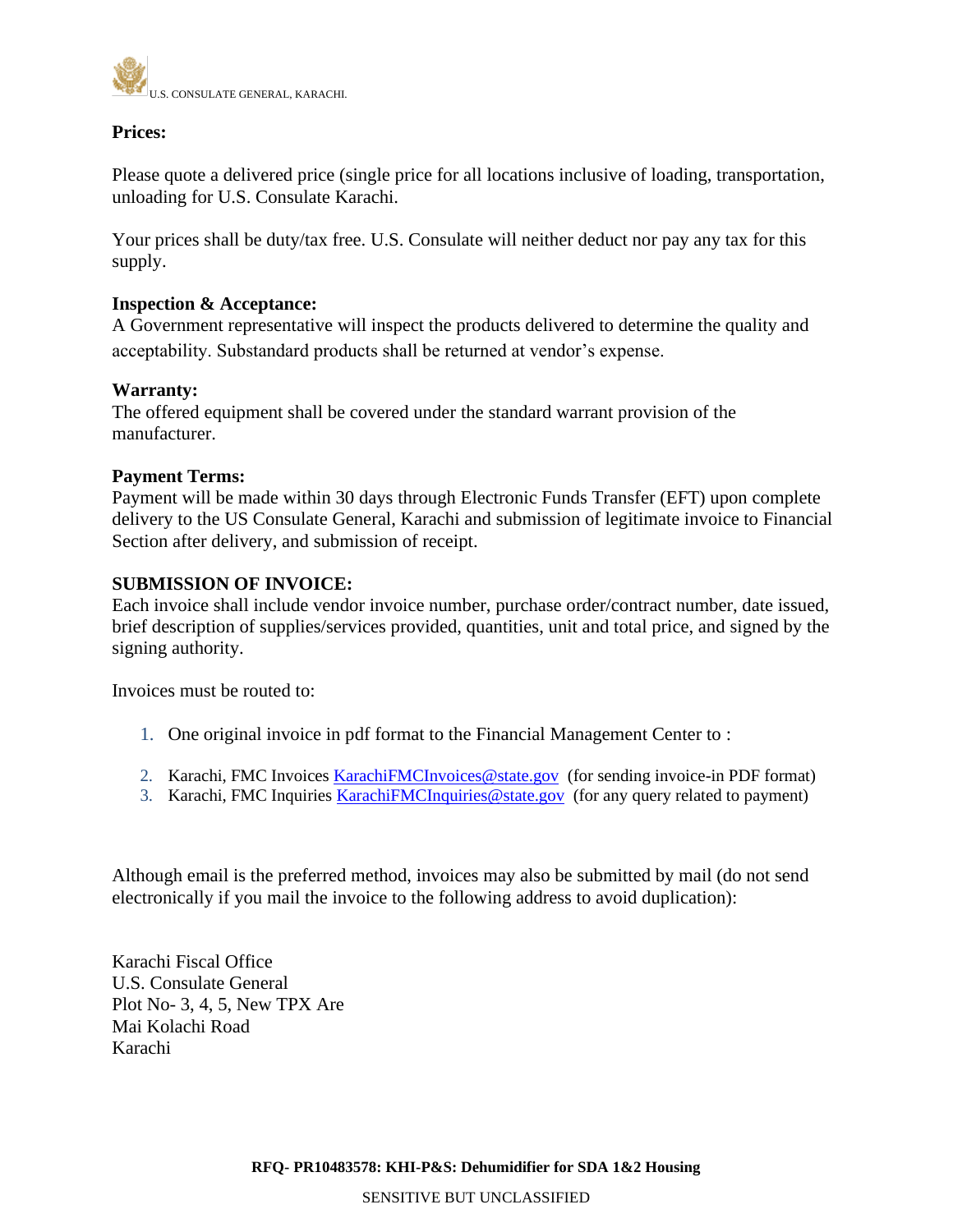**Prices:**

Please quote a delivered price (single price for all locations inclusive of loading, transportation, unloading for U.S. Consulate Karachi.

Your prices shall be duty/tax free. U.S. Consulate will neither deduct nor pay any tax for this supply.

**Inspection & Acceptance:**
A Government representative will inspect the products delivered to determine the quality and acceptability. Substandard products shall be returned at vendor's expense.

**Warranty:**
The offered equipment shall be covered under the standard warrant provision of the manufacturer.

**Payment Terms:**
Payment will be made within 30 days through Electronic Funds Transfer (EFT) upon complete delivery to the US Consulate General, Karachi and submission of legitimate invoice to Financial Section after delivery, and submission of receipt.

**SUBMISSION OF INVOICE:**
Each invoice shall include vendor invoice number, purchase order/contract number, date issued, brief description of supplies/services provided, quantities, unit and total price, and signed by the signing authority.

Invoices must be routed to:

1. One original invoice in pdf format to the Financial Management Center to :
2. Karachi, FMC Invoices KarachiFMCInvoices@state.gov (for sending invoice-in PDF format)
3. Karachi, FMC Inquiries KarachiFMCInquiries@state.gov (for any query related to payment)

Although email is the preferred method, invoices may also be submitted by mail (do not send electronically if you mail the invoice to the following address to avoid duplication):

Karachi Fiscal Office
U.S. Consulate General
Plot No- 3, 4, 5, New TPX Are
Mai Kolachi Road
Karachi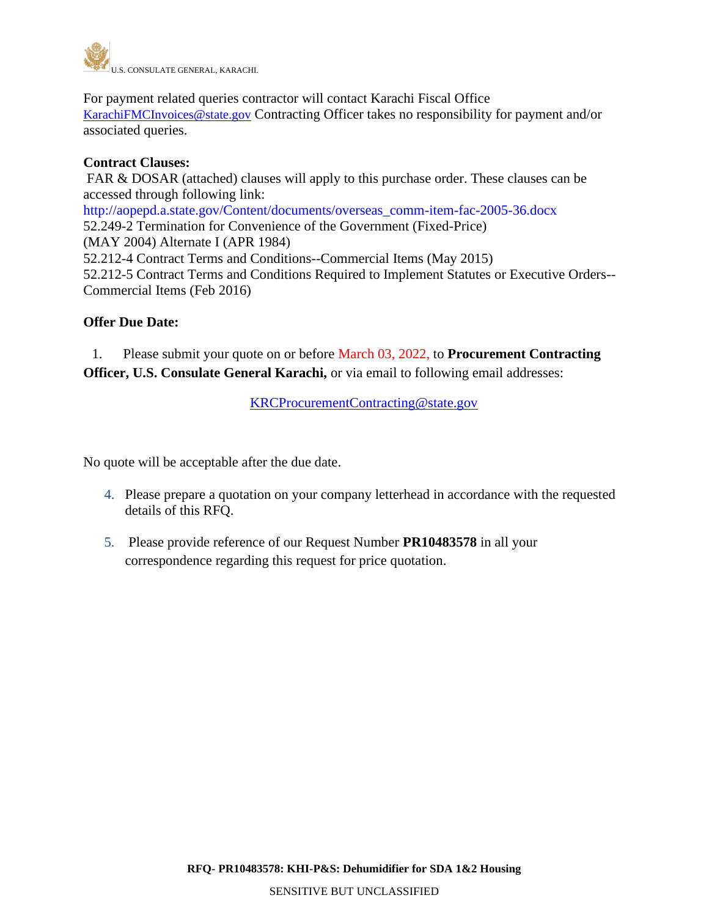For payment related queries contractor will contact Karachi Fiscal Office KarachiFMCInvoices@state.gov Contracting Officer takes no responsibility for payment and/or associated queries.

**Contract Clauses:**

FAR & DOSAR (attached) clauses will apply to this purchase order. These clauses can be accessed through following link:
http://aopepd.a.state.gov/Content/documents/overseas_comm-item-fac-2005-36.docx
52.249-2 Termination for Convenience of the Government (Fixed-Price)
(MAY 2004) Alternate I (APR 1984)
52.212-4 Contract Terms and Conditions--Commercial Items (May 2015)
52.212-5 Contract Terms and Conditions Required to Implement Statutes or Executive Orders--Commercial Items (Feb 2016)

**Offer Due Date:**

1. Please submit your quote on or before March 03, 2022, to **Procurement Contracting Officer, U.S. Consulate General Karachi,** or via email to following email addresses:

KRCProcurementContracting@state.gov

No quote will be acceptable after the due date.

4. Please prepare a quotation on your company letterhead in accordance with the requested details of this RFQ.

5. Please provide reference of our Request Number **PR10483578** in all your correspondence regarding this request for price quotation.